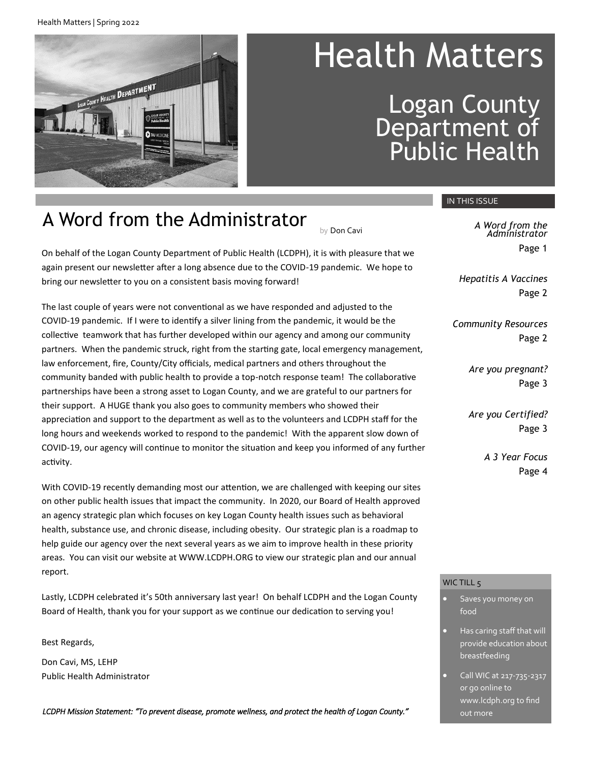# Health Matters

## Logan County Department of Public Health

## A Word from the Administrator

by Don Cavi

On behalf of the Logan County Department of Public Health (LCDPH), it is with pleasure that we again present our newsletter after a long absence due to the COVID-19 pandemic. We hope to bring our newsletter to you on a consistent basis moving forward!

The last couple of years were not conventional as we have responded and adjusted to the COVID-19 pandemic. If I were to identify a silver lining from the pandemic, it would be the collective teamwork that has further developed within our agency and among our community partners. When the pandemic struck, right from the starting gate, local emergency management, law enforcement, fire, County/City officials, medical partners and others throughout the community banded with public health to provide a top-notch response team! The collaborative partnerships have been a strong asset to Logan County, and we are grateful to our partners for their support. A HUGE thank you also goes to community members who showed their appreciation and support to the department as well as to the volunteers and LCDPH staff for the long hours and weekends worked to respond to the pandemic! With the apparent slow down of COVID-19, our agency will continue to monitor the situation and keep you informed of any further activity.

With COVID-19 recently demanding most our attention, we are challenged with keeping our sites on other public health issues that impact the community. In 2020, our Board of Health approved an agency strategic plan which focuses on key Logan County health issues such as behavioral health, substance use, and chronic disease, including obesity. Our strategic plan is a roadmap to help guide our agency over the next several years as we aim to improve health in these priority areas. You can visit our website at WWW.LCDPH.ORG to view our strategic plan and our annual report.

Lastly, LCDPH celebrated it's 50th anniversary last year! On behalf LCDPH and the Logan County Board of Health, thank you for your support as we continue our dedication to serving you!

Best Regards,

Don Cavi, MS, LEHP
Public Health Administrator

*LCDPH Mission Statement: "To prevent disease, promote wellness, and protect the health of Logan County."*

### IN THIS ISSUE

*A Word from the Administrator* — Page 1

*Hepatitis A Vaccines* — Page 2

*Community Resources* — Page 2

*Are you pregnant?* — Page 3

*Are you Certified?* — Page 3

*A 3 Year Focus* — Page 4

### WIC TILL 5

- Saves you money on food
- Has caring staff that will provide education about breastfeeding
- Call WIC at 217-735-2317 or go online to www.lcdph.org to find out more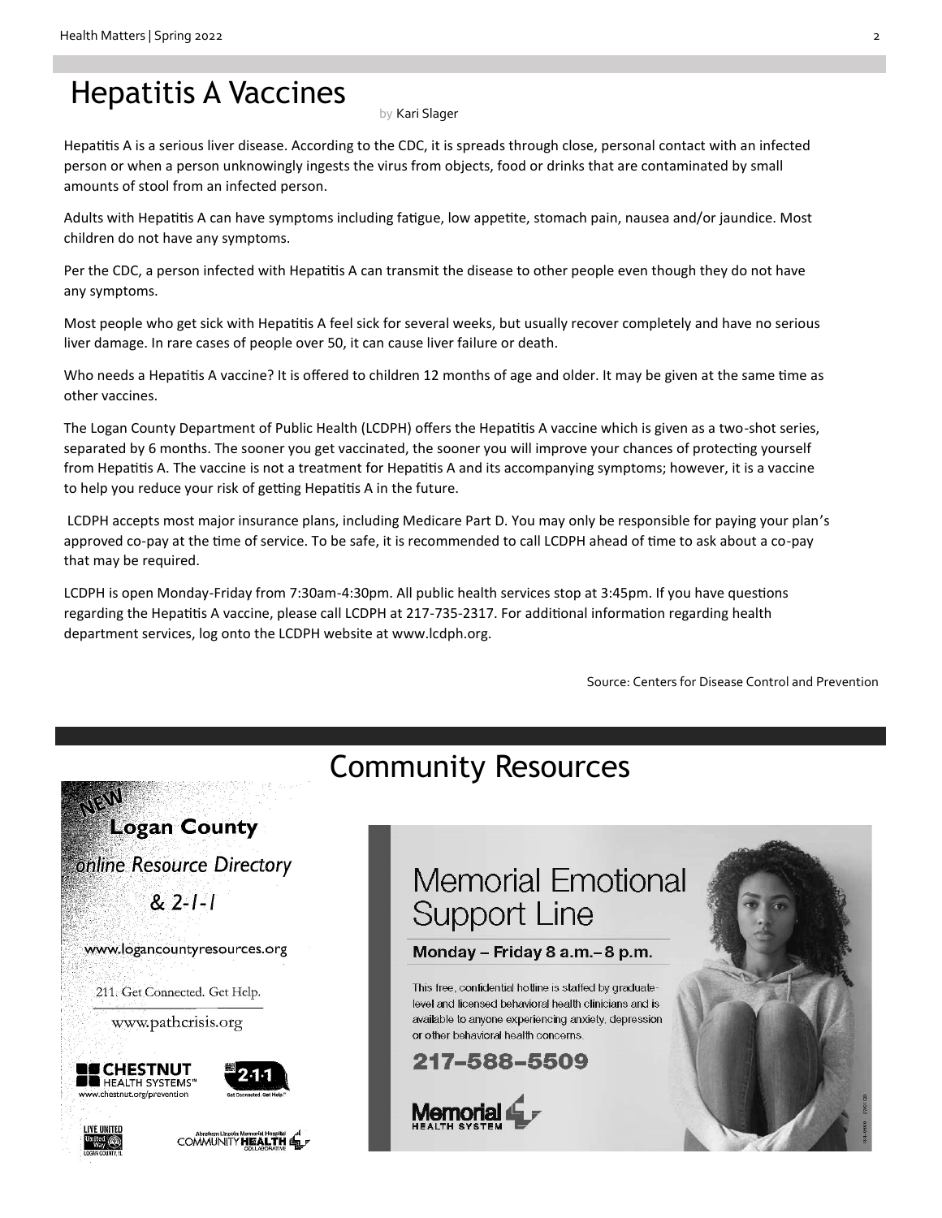// Hepatitis A Vaccines

by Kari Slager

Hepatitis A is a serious liver disease. According to the CDC, it is spreads through close, personal contact with an infected person or when a person unknowingly ingests the virus from objects, food or drinks that are contaminated by small amounts of stool from an infected person.

Adults with Hepatitis A can have symptoms including fatigue, low appetite, stomach pain, nausea and/or jaundice. Most children do not have any symptoms.

Per the CDC, a person infected with Hepatitis A can transmit the disease to other people even though they do not have any symptoms.

Most people who get sick with Hepatitis A feel sick for several weeks, but usually recover completely and have no serious liver damage. In rare cases of people over 50, it can cause liver failure or death.

Who needs a Hepatitis A vaccine? It is offered to children 12 months of age and older. It may be given at the same time as other vaccines.

The Logan County Department of Public Health (LCDPH) offers the Hepatitis A vaccine which is given as a two-shot series, separated by 6 months. The sooner you get vaccinated, the sooner you will improve your chances of protecting yourself from Hepatitis A. The vaccine is not a treatment for Hepatitis A and its accompanying symptoms; however, it is a vaccine to help you reduce your risk of getting Hepatitis A in the future.

LCDPH accepts most major insurance plans, including Medicare Part D. You may only be responsible for paying your plan's approved co-pay at the time of service. To be safe, it is recommended to call LCDPH ahead of time to ask about a co-pay that may be required.

LCDPH is open Monday-Friday from 7:30am-4:30pm. All public health services stop at 3:45pm. If you have questions regarding the Hepatitis A vaccine, please call LCDPH at 217-735-2317. For additional information regarding health department services, log onto the LCDPH website at www.lcdph.org.

Source: Centers for Disease Control and Prevention

# Community Resources

NEW

**Logan County**

*online Resource Directory*

*& 2-1-1*

www.logancountyresources.org

211. Get Connected. Get Help.

www.pathcrisis.org

CHESTNUT HEALTH SYSTEMS
www.chestnut.org/prevention

2·1·1 Get Connected. Get Help.

LIVE UNITED United Way Logan County, IL

Abraham Lincoln Memorial Hospital COMMUNITY HEALTH COLLABORATIVE

## Memorial Emotional Support Line

**Monday – Friday 8 a.m.– 8 p.m.**

This free, confidential hotline is staffed by graduate-level and licensed behavioral health clinicians and is available to anyone experiencing anxiety, depression or other behavioral health concerns.

**217-588-5509**

Memorial HEALTH SYSTEM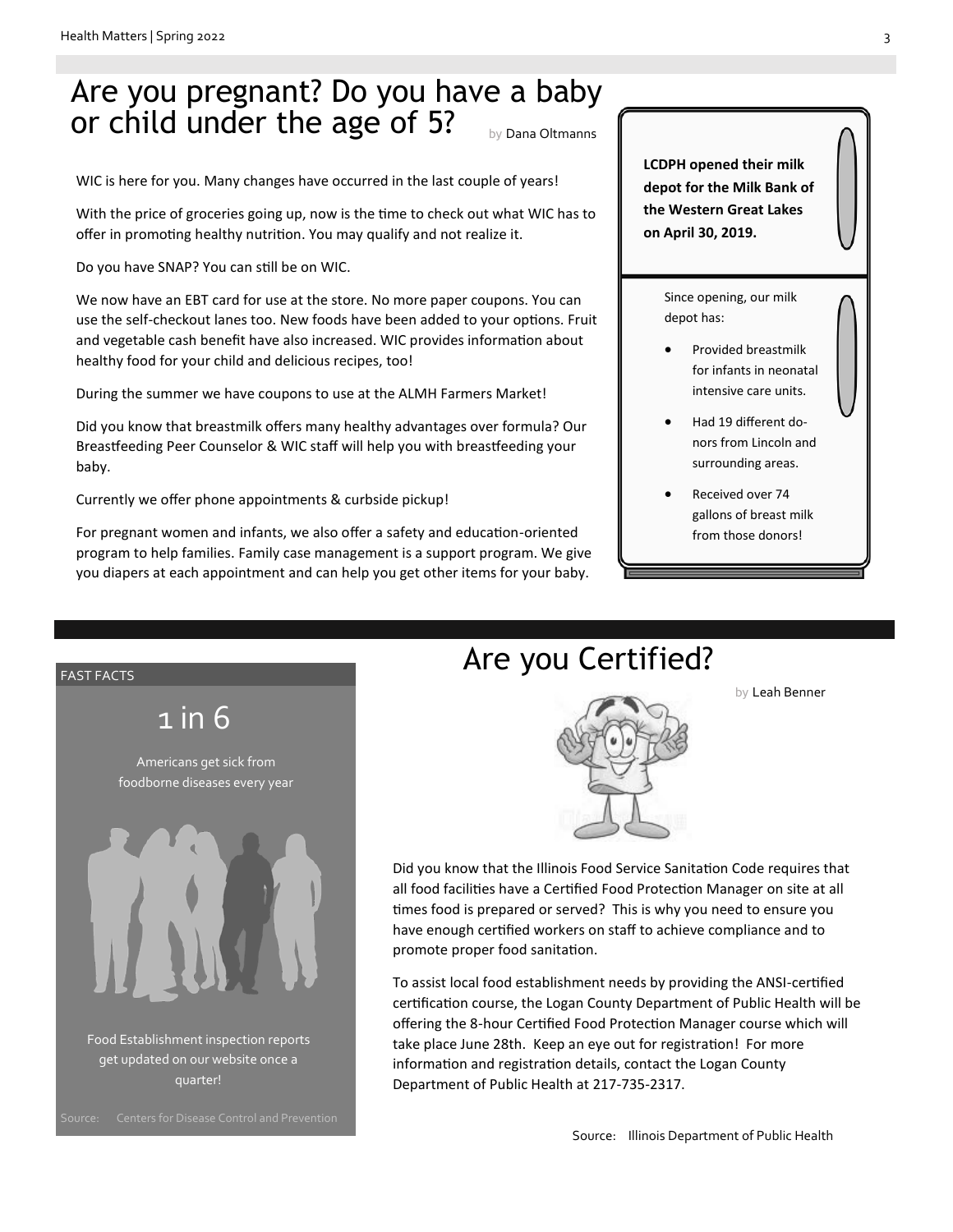# Are you pregnant? Do you have a baby or child under the age of 5?

by Dana Oltmanns

WIC is here for you. Many changes have occurred in the last couple of years!

With the price of groceries going up, now is the time to check out what WIC has to offer in promoting healthy nutrition. You may qualify and not realize it.

Do you have SNAP? You can still be on WIC.

We now have an EBT card for use at the store. No more paper coupons. You can use the self-checkout lanes too. New foods have been added to your options. Fruit and vegetable cash benefit have also increased. WIC provides information about healthy food for your child and delicious recipes, too!

During the summer we have coupons to use at the ALMH Farmers Market!

Did you know that breastmilk offers many healthy advantages over formula? Our Breastfeeding Peer Counselor & WIC staff will help you with breastfeeding your baby.

Currently we offer phone appointments & curbside pickup!

For pregnant women and infants, we also offer a safety and education-oriented program to help families. Family case management is a support program. We give you diapers at each appointment and can help you get other items for your baby.

**LCDPH opened their milk depot for the Milk Bank of the Western Great Lakes on April 30, 2019.**

Since opening, our milk depot has:

- Provided breastmilk for infants in neonatal intensive care units.
- Had 19 different donors from Lincoln and surrounding areas.
- Received over 74 gallons of breast milk from those donors!

FAST FACTS

## 1 in 6

Americans get sick from foodborne diseases every year

Food Establishment inspection reports get updated on our website once a quarter!

Source: Centers for Disease Control and Prevention

# Are you Certified?

by Leah Benner

Did you know that the Illinois Food Service Sanitation Code requires that all food facilities have a Certified Food Protection Manager on site at all times food is prepared or served? This is why you need to ensure you have enough certified workers on staff to achieve compliance and to promote proper food sanitation.

To assist local food establishment needs by providing the ANSI-certified certification course, the Logan County Department of Public Health will be offering the 8-hour Certified Food Protection Manager course which will take place June 28th. Keep an eye out for registration! For more information and registration details, contact the Logan County Department of Public Health at 217-735-2317.

Source: Illinois Department of Public Health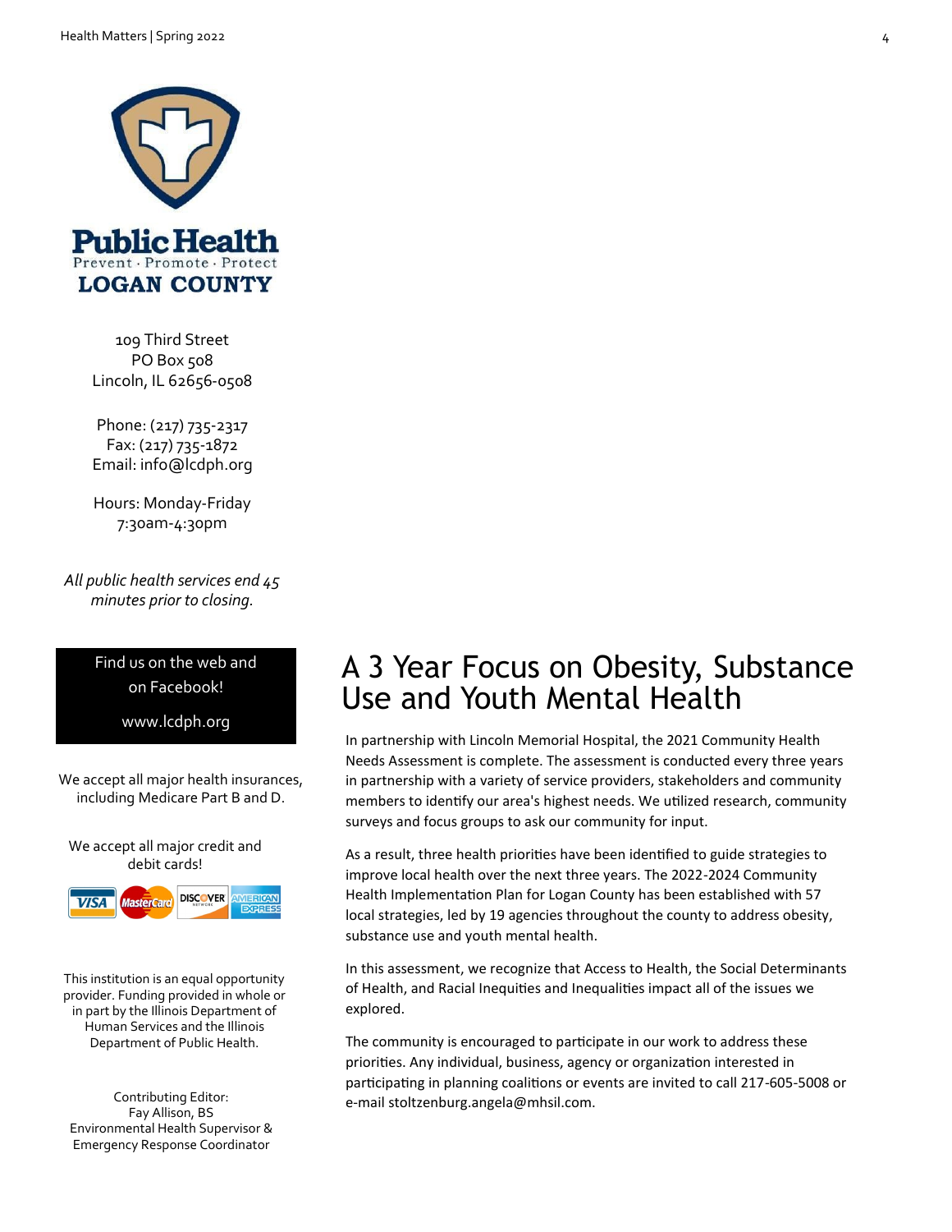**Public Health**
Prevent · Promote · Protect
**LOGAN COUNTY**

109 Third Street
PO Box 508
Lincoln, IL 62656-0508

Phone: (217) 735-2317
Fax: (217) 735-1872
Email: info@lcdph.org

Hours: Monday-Friday
7:30am-4:30pm

*All public health services end 45 minutes prior to closing.*

Find us on the web and on Facebook!

www.lcdph.org

We accept all major health insurances, including Medicare Part B and D.

We accept all major credit and debit cards!

This institution is an equal opportunity provider. Funding provided in whole or in part by the Illinois Department of Human Services and the Illinois Department of Public Health.

Contributing Editor:
Fay Allison, BS
Environmental Health Supervisor & Emergency Response Coordinator

# A 3 Year Focus on Obesity, Substance Use and Youth Mental Health

In partnership with Lincoln Memorial Hospital, the 2021 Community Health Needs Assessment is complete. The assessment is conducted every three years in partnership with a variety of service providers, stakeholders and community members to identify our area's highest needs. We utilized research, community surveys and focus groups to ask our community for input.

As a result, three health priorities have been identified to guide strategies to improve local health over the next three years. The 2022-2024 Community Health Implementation Plan for Logan County has been established with 57 local strategies, led by 19 agencies throughout the county to address obesity, substance use and youth mental health.

In this assessment, we recognize that Access to Health, the Social Determinants of Health, and Racial Inequities and Inequalities impact all of the issues we explored.

The community is encouraged to participate in our work to address these priorities. Any individual, business, agency or organization interested in participating in planning coalitions or events are invited to call 217-605-5008 or e-mail stoltzenburg.angela@mhsil.com.